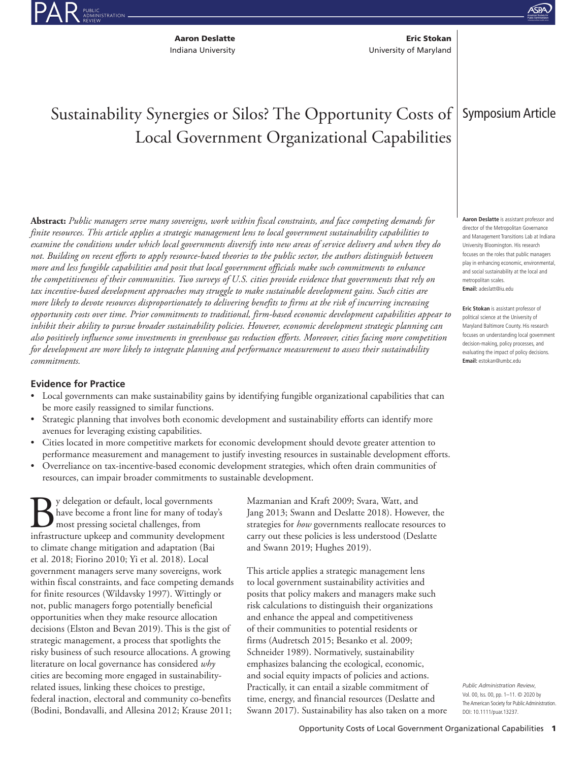Aaron Deslatte
Indiana University

Eric Stokan
University of Maryland

Symposium Article

# Sustainability Synergies or Silos? The Opportunity Costs of Local Government Organizational Capabilities

**Aaron Deslatte** is assistant professor and director of the Metropolitan Governance and Management Transitions Lab at Indiana University Bloomington. His research focuses on the roles that public managers play in enhancing economic, environmental, and social sustainability at the local and metropolitan scales.
**Email:** adeslatt@iu.edu

**Eric Stokan** is assistant professor of political science at the University of Maryland Baltimore County. His research focuses on understanding local government decision-making, policy processes, and evaluating the impact of policy decisions.
**Email:** estokan@umbc.edu

**Abstract:** *Public managers serve many sovereigns, work within fiscal constraints, and face competing demands for finite resources. This article applies a strategic management lens to local government sustainability capabilities to examine the conditions under which local governments diversify into new areas of service delivery and when they do not. Building on recent efforts to apply resource-based theories to the public sector, the authors distinguish between more and less fungible capabilities and posit that local government officials make such commitments to enhance the competitiveness of their communities. Two surveys of U.S. cities provide evidence that governments that rely on tax incentive-based development approaches may struggle to make sustainable development gains. Such cities are more likely to devote resources disproportionately to delivering benefits to firms at the risk of incurring increasing opportunity costs over time. Prior commitments to traditional, firm-based economic development capabilities appear to inhibit their ability to pursue broader sustainability policies. However, economic development strategic planning can also positively influence some investments in greenhouse gas reduction efforts. Moreover, cities facing more competition for development are more likely to integrate planning and performance measurement to assess their sustainability commitments.*

## Evidence for Practice

- Local governments can make sustainability gains by identifying fungible organizational capabilities that can be more easily reassigned to similar functions.
- Strategic planning that involves both economic development and sustainability efforts can identify more avenues for leveraging existing capabilities.
- Cities located in more competitive markets for economic development should devote greater attention to performance measurement and management to justify investing resources in sustainable development efforts.
- Overreliance on tax-incentive-based economic development strategies, which often drain communities of resources, can impair broader commitments to sustainable development.

By delegation or default, local governments have become a front line for many of today's most pressing societal challenges, from infrastructure upkeep and community development to climate change mitigation and adaptation (Bai et al. 2018; Fiorino 2010; Yi et al. 2018). Local government managers serve many sovereigns, work within fiscal constraints, and face competing demands for finite resources (Wildavsky 1997). Wittingly or not, public managers forgo potentially beneficial opportunities when they make resource allocation decisions (Elston and Bevan 2019). This is the gist of strategic management, a process that spotlights the risky business of such resource allocations. A growing literature on local governance has considered *why* cities are becoming more engaged in sustainability-related issues, linking these choices to prestige, federal inaction, electoral and community co-benefits (Bodini, Bondavalli, and Allesina 2012; Krause 2011; Mazmanian and Kraft 2009; Svara, Watt, and Jang 2013; Swann and Deslatte 2018). However, the strategies for *how* governments reallocate resources to carry out these policies is less understood (Deslatte and Swann 2019; Hughes 2019).

This article applies a strategic management lens to local government sustainability activities and posits that policy makers and managers make such risk calculations to distinguish their organizations and enhance the appeal and competitiveness of their communities to potential residents or firms (Audretsch 2015; Besanko et al. 2009; Schneider 1989). Normatively, sustainability emphasizes balancing the ecological, economic, and social equity impacts of policies and actions. Practically, it can entail a sizable commitment of time, energy, and financial resources (Deslatte and Swann 2017). Sustainability has also taken on a more

*Public Administration Review*, Vol. 00, Iss. 00, pp. 1–11. © 2020 by The American Society for Public Administration. DOI: 10.1111/puar.13237.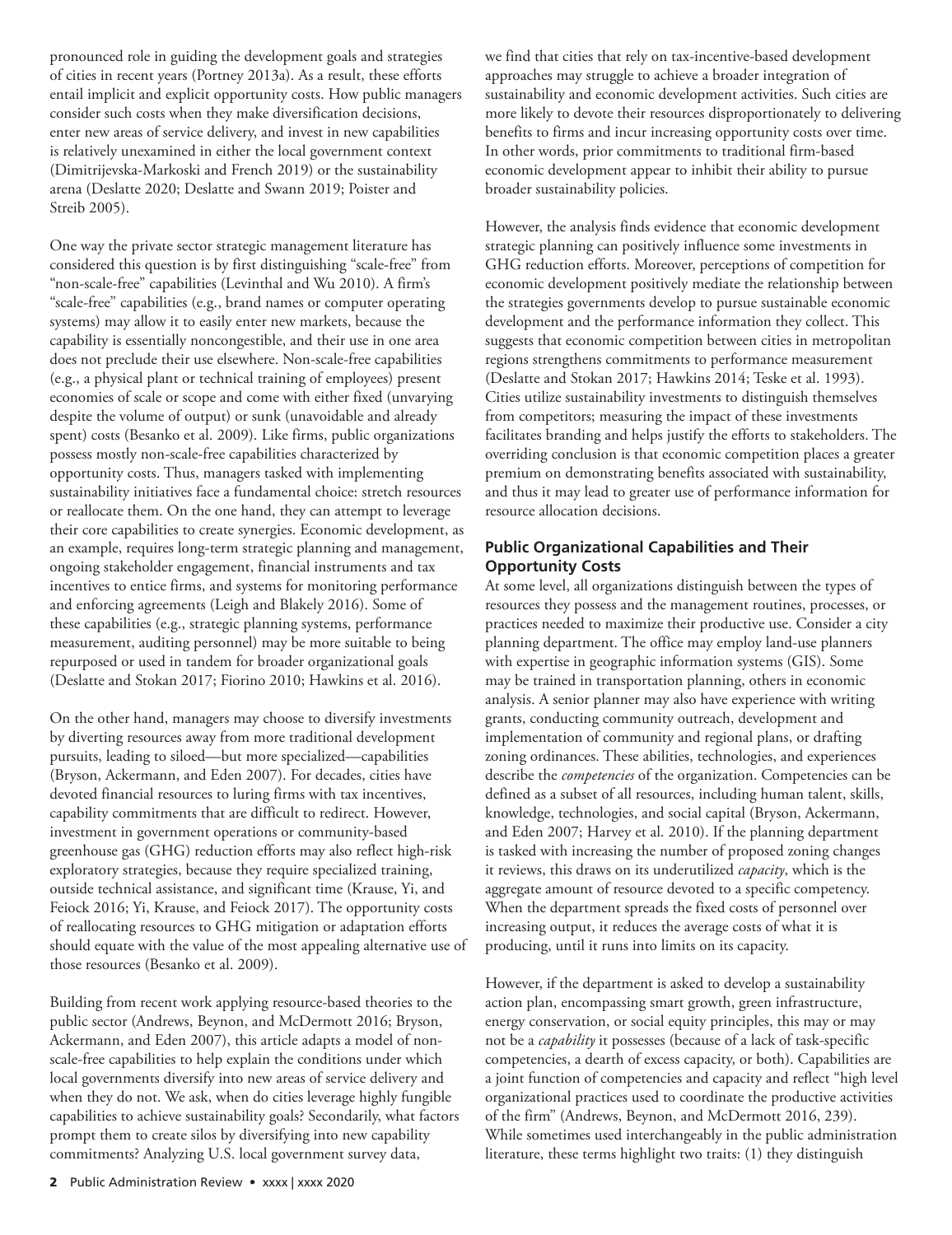pronounced role in guiding the development goals and strategies of cities in recent years (Portney 2013a). As a result, these efforts entail implicit and explicit opportunity costs. How public managers consider such costs when they make diversification decisions, enter new areas of service delivery, and invest in new capabilities is relatively unexamined in either the local government context (Dimitrijevska-Markoski and French 2019) or the sustainability arena (Deslatte 2020; Deslatte and Swann 2019; Poister and Streib 2005).

One way the private sector strategic management literature has considered this question is by first distinguishing "scale-free" from "non-scale-free" capabilities (Levinthal and Wu 2010). A firm's "scale-free" capabilities (e.g., brand names or computer operating systems) may allow it to easily enter new markets, because the capability is essentially noncongestible, and their use in one area does not preclude their use elsewhere. Non-scale-free capabilities (e.g., a physical plant or technical training of employees) present economies of scale or scope and come with either fixed (unvarying despite the volume of output) or sunk (unavoidable and already spent) costs (Besanko et al. 2009). Like firms, public organizations possess mostly non-scale-free capabilities characterized by opportunity costs. Thus, managers tasked with implementing sustainability initiatives face a fundamental choice: stretch resources or reallocate them. On the one hand, they can attempt to leverage their core capabilities to create synergies. Economic development, as an example, requires long-term strategic planning and management, ongoing stakeholder engagement, financial instruments and tax incentives to entice firms, and systems for monitoring performance and enforcing agreements (Leigh and Blakely 2016). Some of these capabilities (e.g., strategic planning systems, performance measurement, auditing personnel) may be more suitable to being repurposed or used in tandem for broader organizational goals (Deslatte and Stokan 2017; Fiorino 2010; Hawkins et al. 2016).

On the other hand, managers may choose to diversify investments by diverting resources away from more traditional development pursuits, leading to siloed—but more specialized—capabilities (Bryson, Ackermann, and Eden 2007). For decades, cities have devoted financial resources to luring firms with tax incentives, capability commitments that are difficult to redirect. However, investment in government operations or community-based greenhouse gas (GHG) reduction efforts may also reflect high-risk exploratory strategies, because they require specialized training, outside technical assistance, and significant time (Krause, Yi, and Feiock 2016; Yi, Krause, and Feiock 2017). The opportunity costs of reallocating resources to GHG mitigation or adaptation efforts should equate with the value of the most appealing alternative use of those resources (Besanko et al. 2009).

Building from recent work applying resource-based theories to the public sector (Andrews, Beynon, and McDermott 2016; Bryson, Ackermann, and Eden 2007), this article adapts a model of non-scale-free capabilities to help explain the conditions under which local governments diversify into new areas of service delivery and when they do not. We ask, when do cities leverage highly fungible capabilities to achieve sustainability goals? Secondarily, what factors prompt them to create silos by diversifying into new capability commitments? Analyzing U.S. local government survey data, we find that cities that rely on tax-incentive-based development approaches may struggle to achieve a broader integration of sustainability and economic development activities. Such cities are more likely to devote their resources disproportionately to delivering benefits to firms and incur increasing opportunity costs over time. In other words, prior commitments to traditional firm-based economic development appear to inhibit their ability to pursue broader sustainability policies.

However, the analysis finds evidence that economic development strategic planning can positively influence some investments in GHG reduction efforts. Moreover, perceptions of competition for economic development positively mediate the relationship between the strategies governments develop to pursue sustainable economic development and the performance information they collect. This suggests that economic competition between cities in metropolitan regions strengthens commitments to performance measurement (Deslatte and Stokan 2017; Hawkins 2014; Teske et al. 1993). Cities utilize sustainability investments to distinguish themselves from competitors; measuring the impact of these investments facilitates branding and helps justify the efforts to stakeholders. The overriding conclusion is that economic competition places a greater premium on demonstrating benefits associated with sustainability, and thus it may lead to greater use of performance information for resource allocation decisions.

## Public Organizational Capabilities and Their Opportunity Costs

At some level, all organizations distinguish between the types of resources they possess and the management routines, processes, or practices needed to maximize their productive use. Consider a city planning department. The office may employ land-use planners with expertise in geographic information systems (GIS). Some may be trained in transportation planning, others in economic analysis. A senior planner may also have experience with writing grants, conducting community outreach, development and implementation of community and regional plans, or drafting zoning ordinances. These abilities, technologies, and experiences describe the *competencies* of the organization. Competencies can be defined as a subset of all resources, including human talent, skills, knowledge, technologies, and social capital (Bryson, Ackermann, and Eden 2007; Harvey et al. 2010). If the planning department is tasked with increasing the number of proposed zoning changes it reviews, this draws on its underutilized *capacity*, which is the aggregate amount of resource devoted to a specific competency. When the department spreads the fixed costs of personnel over increasing output, it reduces the average costs of what it is producing, until it runs into limits on its capacity.

However, if the department is asked to develop a sustainability action plan, encompassing smart growth, green infrastructure, energy conservation, or social equity principles, this may or may not be a *capability* it possesses (because of a lack of task-specific competencies, a dearth of excess capacity, or both). Capabilities are a joint function of competencies and capacity and reflect "high level organizational practices used to coordinate the productive activities of the firm" (Andrews, Beynon, and McDermott 2016, 239). While sometimes used interchangeably in the public administration literature, these terms highlight two traits: (1) they distinguish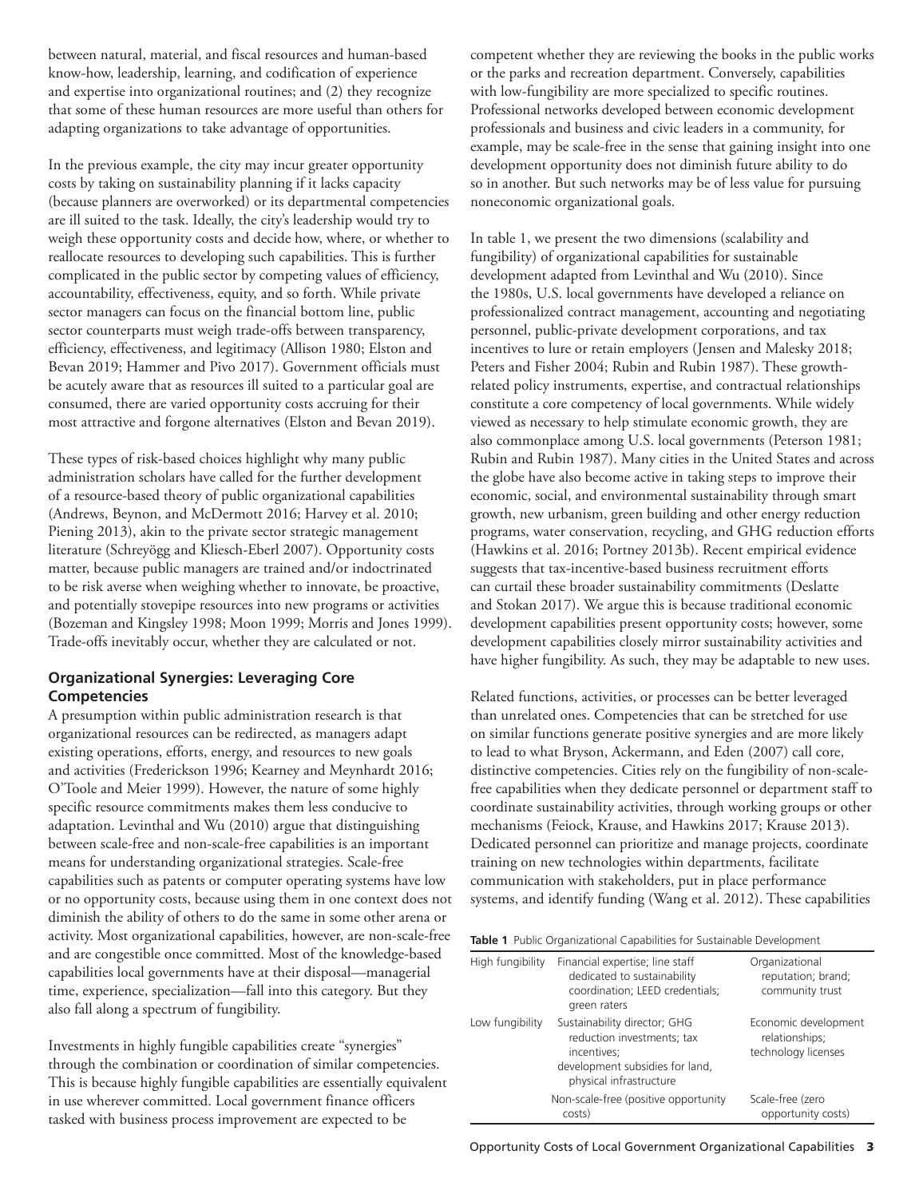between natural, material, and fiscal resources and human-based know-how, leadership, learning, and codification of experience and expertise into organizational routines; and (2) they recognize that some of these human resources are more useful than others for adapting organizations to take advantage of opportunities.

In the previous example, the city may incur greater opportunity costs by taking on sustainability planning if it lacks capacity (because planners are overworked) or its departmental competencies are ill suited to the task. Ideally, the city's leadership would try to weigh these opportunity costs and decide how, where, or whether to reallocate resources to developing such capabilities. This is further complicated in the public sector by competing values of efficiency, accountability, effectiveness, equity, and so forth. While private sector managers can focus on the financial bottom line, public sector counterparts must weigh trade-offs between transparency, efficiency, effectiveness, and legitimacy (Allison 1980; Elston and Bevan 2019; Hammer and Pivo 2017). Government officials must be acutely aware that as resources ill suited to a particular goal are consumed, there are varied opportunity costs accruing for their most attractive and forgone alternatives (Elston and Bevan 2019).

These types of risk-based choices highlight why many public administration scholars have called for the further development of a resource-based theory of public organizational capabilities (Andrews, Beynon, and McDermott 2016; Harvey et al. 2010; Piening 2013), akin to the private sector strategic management literature (Schreyögg and Kliesch-Eberl 2007). Opportunity costs matter, because public managers are trained and/or indoctrinated to be risk averse when weighing whether to innovate, be proactive, and potentially stovepipe resources into new programs or activities (Bozeman and Kingsley 1998; Moon 1999; Morris and Jones 1999). Trade-offs inevitably occur, whether they are calculated or not.

## Organizational Synergies: Leveraging Core Competencies

A presumption within public administration research is that organizational resources can be redirected, as managers adapt existing operations, efforts, energy, and resources to new goals and activities (Frederickson 1996; Kearney and Meynhardt 2016; O'Toole and Meier 1999). However, the nature of some highly specific resource commitments makes them less conducive to adaptation. Levinthal and Wu (2010) argue that distinguishing between scale-free and non-scale-free capabilities is an important means for understanding organizational strategies. Scale-free capabilities such as patents or computer operating systems have low or no opportunity costs, because using them in one context does not diminish the ability of others to do the same in some other arena or activity. Most organizational capabilities, however, are non-scale-free and are congestible once committed. Most of the knowledge-based capabilities local governments have at their disposal—managerial time, experience, specialization—fall into this category. But they also fall along a spectrum of fungibility.

Investments in highly fungible capabilities create "synergies" through the combination or coordination of similar competencies. This is because highly fungible capabilities are essentially equivalent in use wherever committed. Local government finance officers tasked with business process improvement are expected to be competent whether they are reviewing the books in the public works or the parks and recreation department. Conversely, capabilities with low-fungibility are more specialized to specific routines. Professional networks developed between economic development professionals and business and civic leaders in a community, for example, may be scale-free in the sense that gaining insight into one development opportunity does not diminish future ability to do so in another. But such networks may be of less value for pursuing noneconomic organizational goals.

In table 1, we present the two dimensions (scalability and fungibility) of organizational capabilities for sustainable development adapted from Levinthal and Wu (2010). Since the 1980s, U.S. local governments have developed a reliance on professionalized contract management, accounting and negotiating personnel, public-private development corporations, and tax incentives to lure or retain employers (Jensen and Malesky 2018; Peters and Fisher 2004; Rubin and Rubin 1987). These growth-related policy instruments, expertise, and contractual relationships constitute a core competency of local governments. While widely viewed as necessary to help stimulate economic growth, they are also commonplace among U.S. local governments (Peterson 1981; Rubin and Rubin 1987). Many cities in the United States and across the globe have also become active in taking steps to improve their economic, social, and environmental sustainability through smart growth, new urbanism, green building and other energy reduction programs, water conservation, recycling, and GHG reduction efforts (Hawkins et al. 2016; Portney 2013b). Recent empirical evidence suggests that tax-incentive-based business recruitment efforts can curtail these broader sustainability commitments (Deslatte and Stokan 2017). We argue this is because traditional economic development capabilities present opportunity costs; however, some development capabilities closely mirror sustainability activities and have higher fungibility. As such, they may be adaptable to new uses.

Related functions, activities, or processes can be better leveraged than unrelated ones. Competencies that can be stretched for use on similar functions generate positive synergies and are more likely to lead to what Bryson, Ackermann, and Eden (2007) call core, distinctive competencies. Cities rely on the fungibility of non-scale-free capabilities when they dedicate personnel or department staff to coordinate sustainability activities, through working groups or other mechanisms (Feiock, Krause, and Hawkins 2017; Krause 2013). Dedicated personnel can prioritize and manage projects, coordinate training on new technologies within departments, facilitate communication with stakeholders, put in place performance systems, and identify funding (Wang et al. 2012). These capabilities

**Table 1** Public Organizational Capabilities for Sustainable Development

| | | |
|---|---|---|
| High fungibility | Financial expertise; line staff dedicated to sustainability coordination; LEED credentials; green raters | Organizational reputation; brand; community trust |
| Low fungibility | Sustainability director; GHG reduction investments; tax incentives; development subsidies for land, physical infrastructure | Economic development relationships; technology licenses |
| | Non-scale-free (positive opportunity costs) | Scale-free (zero opportunity costs) |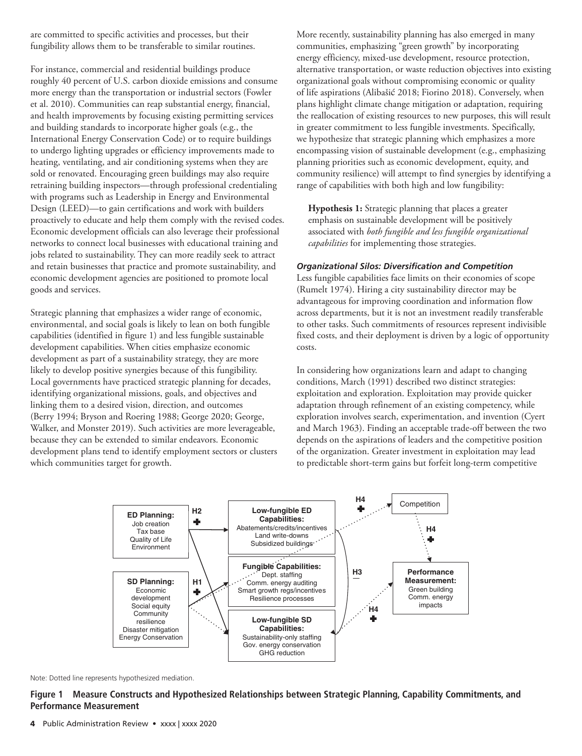are committed to specific activities and processes, but their fungibility allows them to be transferable to similar routines.

For instance, commercial and residential buildings produce roughly 40 percent of U.S. carbon dioxide emissions and consume more energy than the transportation or industrial sectors (Fowler et al. 2010). Communities can reap substantial energy, financial, and health improvements by focusing existing permitting services and building standards to incorporate higher goals (e.g., the International Energy Conservation Code) or to require buildings to undergo lighting upgrades or efficiency improvements made to heating, ventilating, and air conditioning systems when they are sold or renovated. Encouraging green buildings may also require retraining building inspectors—through professional credentialing with programs such as Leadership in Energy and Environmental Design (LEED)—to gain certifications and work with builders proactively to educate and help them comply with the revised codes. Economic development officials can also leverage their professional networks to connect local businesses with educational training and jobs related to sustainability. They can more readily seek to attract and retain businesses that practice and promote sustainability, and economic development agencies are positioned to promote local goods and services.

Strategic planning that emphasizes a wider range of economic, environmental, and social goals is likely to lean on both fungible capabilities (identified in figure 1) and less fungible sustainable development capabilities. When cities emphasize economic development as part of a sustainability strategy, they are more likely to develop positive synergies because of this fungibility. Local governments have practiced strategic planning for decades, identifying organizational missions, goals, and objectives and linking them to a desired vision, direction, and outcomes (Berry 1994; Bryson and Roering 1988; George 2020; George, Walker, and Monster 2019). Such activities are more leverageable, because they can be extended to similar endeavors. Economic development plans tend to identify employment sectors or clusters which communities target for growth.

More recently, sustainability planning has also emerged in many communities, emphasizing "green growth" by incorporating energy efficiency, mixed-use development, resource protection, alternative transportation, or waste reduction objectives into existing organizational goals without compromising economic or quality of life aspirations (Alibašić 2018; Fiorino 2018). Conversely, when plans highlight climate change mitigation or adaptation, requiring the reallocation of existing resources to new purposes, this will result in greater commitment to less fungible investments. Specifically, we hypothesize that strategic planning which emphasizes a more encompassing vision of sustainable development (e.g., emphasizing planning priorities such as economic development, equity, and community resilience) will attempt to find synergies by identifying a range of capabilities with both high and low fungibility:

> **Hypothesis 1:** Strategic planning that places a greater emphasis on sustainable development will be positively associated with *both fungible and less fungible organizational capabilities* for implementing those strategies.

### *Organizational Silos: Diversification and Competition*

Less fungible capabilities face limits on their economies of scope (Rumelt 1974). Hiring a city sustainability director may be advantageous for improving coordination and information flow across departments, but it is not an investment readily transferable to other tasks. Such commitments of resources represent indivisible fixed costs, and their deployment is driven by a logic of opportunity costs.

In considering how organizations learn and adapt to changing conditions, March (1991) described two distinct strategies: exploitation and exploration. Exploitation may provide quicker adaptation through refinement of an existing competency, while exploration involves search, experimentation, and invention (Cyert and March 1963). Finding an acceptable trade-off between the two depends on the aspirations of leaders and the competitive position of the organization. Greater investment in exploitation may lead to predictable short-term gains but forfeit long-term competitive

ED Planning:
Job creation
Tax base
Quality of Life
Environment

SD Planning:
Economic development
Social equity
Community resilience
Disaster mitigation
Energy Conservation

H2 +

H1 +

Low-fungible ED Capabilities:
Abatements/credits/incentives
Land write-downs
Subsidized buildings

Fungible Capabilities:
Dept. staffing
Comm. energy auditing
Smart growth regs/incentives
Resilience processes

Low-fungible SD Capabilities:
Sustainability-only staffing
Gov. energy conservation
GHG reduction

H3 −

H4 +

Competition

H4 +

Performance Measurement:
Green building
Comm. energy impacts

H4 +

Note: Dotted line represents hypothesized mediation.

**Figure 1 Measure Constructs and Hypothesized Relationships between Strategic Planning, Capability Commitments, and Performance Measurement**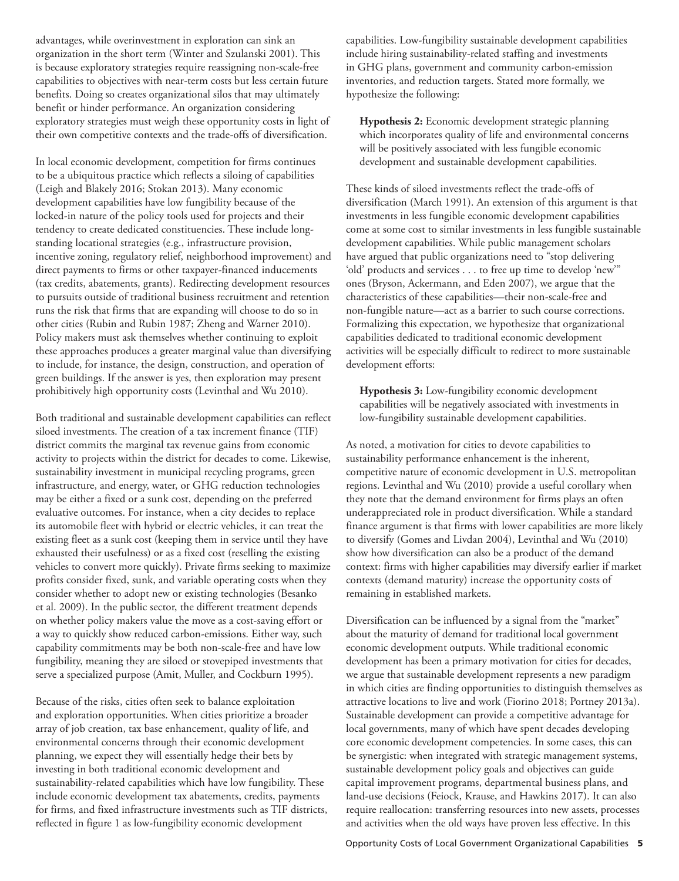advantages, while overinvestment in exploration can sink an organization in the short term (Winter and Szulanski 2001). This is because exploratory strategies require reassigning non-scale-free capabilities to objectives with near-term costs but less certain future benefits. Doing so creates organizational silos that may ultimately benefit or hinder performance. An organization considering exploratory strategies must weigh these opportunity costs in light of their own competitive contexts and the trade-offs of diversification.

In local economic development, competition for firms continues to be a ubiquitous practice which reflects a siloing of capabilities (Leigh and Blakely 2016; Stokan 2013). Many economic development capabilities have low fungibility because of the locked-in nature of the policy tools used for projects and their tendency to create dedicated constituencies. These include long-standing locational strategies (e.g., infrastructure provision, incentive zoning, regulatory relief, neighborhood improvement) and direct payments to firms or other taxpayer-financed inducements (tax credits, abatements, grants). Redirecting development resources to pursuits outside of traditional business recruitment and retention runs the risk that firms that are expanding will choose to do so in other cities (Rubin and Rubin 1987; Zheng and Warner 2010). Policy makers must ask themselves whether continuing to exploit these approaches produces a greater marginal value than diversifying to include, for instance, the design, construction, and operation of green buildings. If the answer is yes, then exploration may present prohibitively high opportunity costs (Levinthal and Wu 2010).

Both traditional and sustainable development capabilities can reflect siloed investments. The creation of a tax increment finance (TIF) district commits the marginal tax revenue gains from economic activity to projects within the district for decades to come. Likewise, sustainability investment in municipal recycling programs, green infrastructure, and energy, water, or GHG reduction technologies may be either a fixed or a sunk cost, depending on the preferred evaluative outcomes. For instance, when a city decides to replace its automobile fleet with hybrid or electric vehicles, it can treat the existing fleet as a sunk cost (keeping them in service until they have exhausted their usefulness) or as a fixed cost (reselling the existing vehicles to convert more quickly). Private firms seeking to maximize profits consider fixed, sunk, and variable operating costs when they consider whether to adopt new or existing technologies (Besanko et al. 2009). In the public sector, the different treatment depends on whether policy makers value the move as a cost-saving effort or a way to quickly show reduced carbon-emissions. Either way, such capability commitments may be both non-scale-free and have low fungibility, meaning they are siloed or stovepiped investments that serve a specialized purpose (Amit, Muller, and Cockburn 1995).

Because of the risks, cities often seek to balance exploitation and exploration opportunities. When cities prioritize a broader array of job creation, tax base enhancement, quality of life, and environmental concerns through their economic development planning, we expect they will essentially hedge their bets by investing in both traditional economic development and sustainability-related capabilities which have low fungibility. These include economic development tax abatements, credits, payments for firms, and fixed infrastructure investments such as TIF districts, reflected in figure 1 as low-fungibility economic development capabilities. Low-fungibility sustainable development capabilities include hiring sustainability-related staffing and investments in GHG plans, government and community carbon-emission inventories, and reduction targets. Stated more formally, we hypothesize the following:

> **Hypothesis 2:** Economic development strategic planning which incorporates quality of life and environmental concerns will be positively associated with less fungible economic development and sustainable development capabilities.

These kinds of siloed investments reflect the trade-offs of diversification (March 1991). An extension of this argument is that investments in less fungible economic development capabilities come at some cost to similar investments in less fungible sustainable development capabilities. While public management scholars have argued that public organizations need to "stop delivering 'old' products and services . . . to free up time to develop 'new'" ones (Bryson, Ackermann, and Eden 2007), we argue that the characteristics of these capabilities—their non-scale-free and non-fungible nature—act as a barrier to such course corrections. Formalizing this expectation, we hypothesize that organizational capabilities dedicated to traditional economic development activities will be especially difficult to redirect to more sustainable development efforts:

> **Hypothesis 3:** Low-fungibility economic development capabilities will be negatively associated with investments in low-fungibility sustainable development capabilities.

As noted, a motivation for cities to devote capabilities to sustainability performance enhancement is the inherent, competitive nature of economic development in U.S. metropolitan regions. Levinthal and Wu (2010) provide a useful corollary when they note that the demand environment for firms plays an often underappreciated role in product diversification. While a standard finance argument is that firms with lower capabilities are more likely to diversify (Gomes and Livdan 2004), Levinthal and Wu (2010) show how diversification can also be a product of the demand context: firms with higher capabilities may diversify earlier if market contexts (demand maturity) increase the opportunity costs of remaining in established markets.

Diversification can be influenced by a signal from the "market" about the maturity of demand for traditional local government economic development outputs. While traditional economic development has been a primary motivation for cities for decades, we argue that sustainable development represents a new paradigm in which cities are finding opportunities to distinguish themselves as attractive locations to live and work (Fiorino 2018; Portney 2013a). Sustainable development can provide a competitive advantage for local governments, many of which have spent decades developing core economic development competencies. In some cases, this can be synergistic: when integrated with strategic management systems, sustainable development policy goals and objectives can guide capital improvement programs, departmental business plans, and land-use decisions (Feiock, Krause, and Hawkins 2017). It can also require reallocation: transferring resources into new assets, processes and activities when the old ways have proven less effective. In this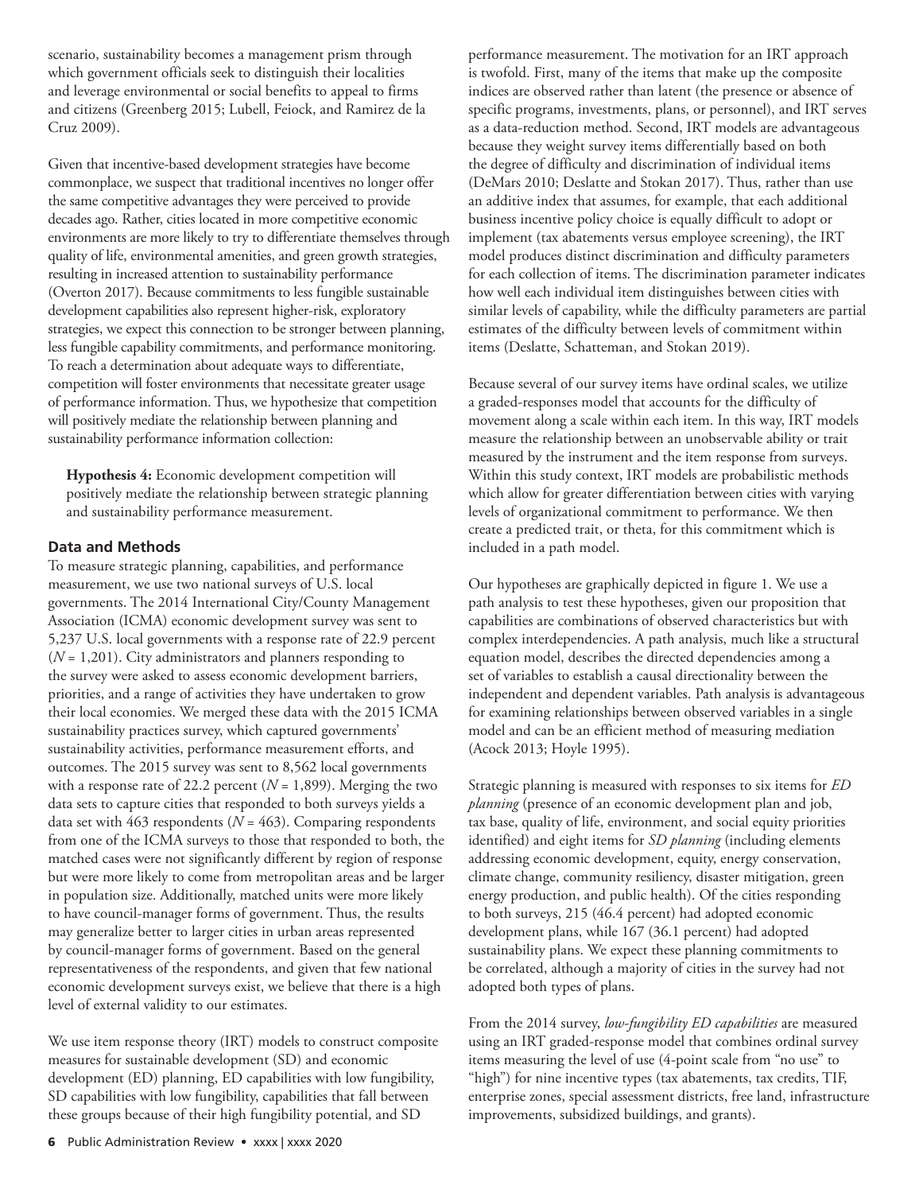scenario, sustainability becomes a management prism through which government officials seek to distinguish their localities and leverage environmental or social benefits to appeal to firms and citizens (Greenberg 2015; Lubell, Feiock, and Ramirez de la Cruz 2009).

Given that incentive-based development strategies have become commonplace, we suspect that traditional incentives no longer offer the same competitive advantages they were perceived to provide decades ago. Rather, cities located in more competitive economic environments are more likely to try to differentiate themselves through quality of life, environmental amenities, and green growth strategies, resulting in increased attention to sustainability performance (Overton 2017). Because commitments to less fungible sustainable development capabilities also represent higher-risk, exploratory strategies, we expect this connection to be stronger between planning, less fungible capability commitments, and performance monitoring. To reach a determination about adequate ways to differentiate, competition will foster environments that necessitate greater usage of performance information. Thus, we hypothesize that competition will positively mediate the relationship between planning and sustainability performance information collection:

> **Hypothesis 4:** Economic development competition will positively mediate the relationship between strategic planning and sustainability performance measurement.

## Data and Methods

To measure strategic planning, capabilities, and performance measurement, we use two national surveys of U.S. local governments. The 2014 International City/County Management Association (ICMA) economic development survey was sent to 5,237 U.S. local governments with a response rate of 22.9 percent ($N$ = 1,201). City administrators and planners responding to the survey were asked to assess economic development barriers, priorities, and a range of activities they have undertaken to grow their local economies. We merged these data with the 2015 ICMA sustainability practices survey, which captured governments' sustainability activities, performance measurement efforts, and outcomes. The 2015 survey was sent to 8,562 local governments with a response rate of 22.2 percent ($N$ = 1,899). Merging the two data sets to capture cities that responded to both surveys yields a data set with 463 respondents ($N$ = 463). Comparing respondents from one of the ICMA surveys to those that responded to both, the matched cases were not significantly different by region of response but were more likely to come from metropolitan areas and be larger in population size. Additionally, matched units were more likely to have council-manager forms of government. Thus, the results may generalize better to larger cities in urban areas represented by council-manager forms of government. Based on the general representativeness of the respondents, and given that few national economic development surveys exist, we believe that there is a high level of external validity to our estimates.

We use item response theory (IRT) models to construct composite measures for sustainable development (SD) and economic development (ED) planning, ED capabilities with low fungibility, SD capabilities with low fungibility, capabilities that fall between these groups because of their high fungibility potential, and SD performance measurement. The motivation for an IRT approach is twofold. First, many of the items that make up the composite indices are observed rather than latent (the presence or absence of specific programs, investments, plans, or personnel), and IRT serves as a data-reduction method. Second, IRT models are advantageous because they weight survey items differentially based on both the degree of difficulty and discrimination of individual items (DeMars 2010; Deslatte and Stokan 2017). Thus, rather than use an additive index that assumes, for example, that each additional business incentive policy choice is equally difficult to adopt or implement (tax abatements versus employee screening), the IRT model produces distinct discrimination and difficulty parameters for each collection of items. The discrimination parameter indicates how well each individual item distinguishes between cities with similar levels of capability, while the difficulty parameters are partial estimates of the difficulty between levels of commitment within items (Deslatte, Schatteman, and Stokan 2019).

Because several of our survey items have ordinal scales, we utilize a graded-responses model that accounts for the difficulty of movement along a scale within each item. In this way, IRT models measure the relationship between an unobservable ability or trait measured by the instrument and the item response from surveys. Within this study context, IRT models are probabilistic methods which allow for greater differentiation between cities with varying levels of organizational commitment to performance. We then create a predicted trait, or theta, for this commitment which is included in a path model.

Our hypotheses are graphically depicted in figure 1. We use a path analysis to test these hypotheses, given our proposition that capabilities are combinations of observed characteristics but with complex interdependencies. A path analysis, much like a structural equation model, describes the directed dependencies among a set of variables to establish a causal directionality between the independent and dependent variables. Path analysis is advantageous for examining relationships between observed variables in a single model and can be an efficient method of measuring mediation (Acock 2013; Hoyle 1995).

Strategic planning is measured with responses to six items for *ED planning* (presence of an economic development plan and job, tax base, quality of life, environment, and social equity priorities identified) and eight items for *SD planning* (including elements addressing economic development, equity, energy conservation, climate change, community resiliency, disaster mitigation, green energy production, and public health). Of the cities responding to both surveys, 215 (46.4 percent) had adopted economic development plans, while 167 (36.1 percent) had adopted sustainability plans. We expect these planning commitments to be correlated, although a majority of cities in the survey had not adopted both types of plans.

From the 2014 survey, *low-fungibility ED capabilities* are measured using an IRT graded-response model that combines ordinal survey items measuring the level of use (4-point scale from "no use" to "high") for nine incentive types (tax abatements, tax credits, TIF, enterprise zones, special assessment districts, free land, infrastructure improvements, subsidized buildings, and grants).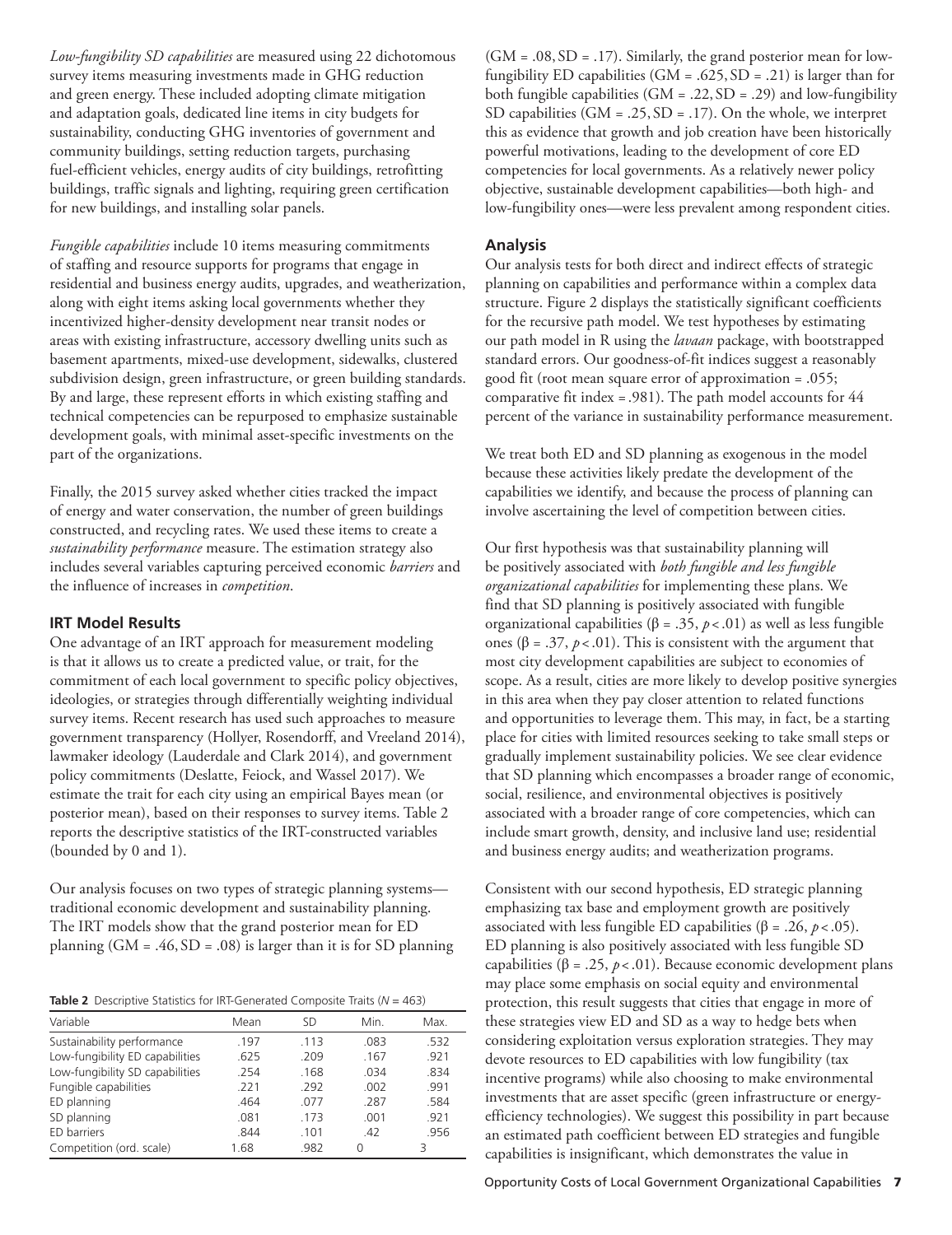*Low-fungibility SD capabilities* are measured using 22 dichotomous survey items measuring investments made in GHG reduction and green energy. These included adopting climate mitigation and adaptation goals, dedicated line items in city budgets for sustainability, conducting GHG inventories of government and community buildings, setting reduction targets, purchasing fuel-efficient vehicles, energy audits of city buildings, retrofitting buildings, traffic signals and lighting, requiring green certification for new buildings, and installing solar panels.

*Fungible capabilities* include 10 items measuring commitments of staffing and resource supports for programs that engage in residential and business energy audits, upgrades, and weatherization, along with eight items asking local governments whether they incentivized higher-density development near transit nodes or areas with existing infrastructure, accessory dwelling units such as basement apartments, mixed-use development, sidewalks, clustered subdivision design, green infrastructure, or green building standards. By and large, these represent efforts in which existing staffing and technical competencies can be repurposed to emphasize sustainable development goals, with minimal asset-specific investments on the part of the organizations.

Finally, the 2015 survey asked whether cities tracked the impact of energy and water conservation, the number of green buildings constructed, and recycling rates. We used these items to create a *sustainability performance* measure. The estimation strategy also includes several variables capturing perceived economic *barriers* and the influence of increases in *competition*.

### IRT Model Results

One advantage of an IRT approach for measurement modeling is that it allows us to create a predicted value, or trait, for the commitment of each local government to specific policy objectives, ideologies, or strategies through differentially weighting individual survey items. Recent research has used such approaches to measure government transparency (Hollyer, Rosendorff, and Vreeland 2014), lawmaker ideology (Lauderdale and Clark 2014), and government policy commitments (Deslatte, Feiock, and Wassel 2017). We estimate the trait for each city using an empirical Bayes mean (or posterior mean), based on their responses to survey items. Table 2 reports the descriptive statistics of the IRT-constructed variables (bounded by 0 and 1).

Our analysis focuses on two types of strategic planning systems—traditional economic development and sustainability planning. The IRT models show that the grand posterior mean for ED planning (GM = .46, SD = .08) is larger than it is for SD planning (GM = .08, SD = .17). Similarly, the grand posterior mean for low-fungibility ED capabilities (GM = .625, SD = .21) is larger than for both fungible capabilities (GM = .22, SD = .29) and low-fungibility SD capabilities (GM = .25, SD = .17). On the whole, we interpret this as evidence that growth and job creation have been historically powerful motivations, leading to the development of core ED competencies for local governments. As a relatively newer policy objective, sustainable development capabilities—both high- and low-fungibility ones—were less prevalent among respondent cities.

**Table 2** Descriptive Statistics for IRT-Generated Composite Traits ($N$ = 463)

| Variable | Mean | SD | Min. | Max. |
|---|---|---|---|---|
| Sustainability performance | .197 | .113 | .083 | .532 |
| Low-fungibility ED capabilities | .625 | .209 | .167 | .921 |
| Low-fungibility SD capabilities | .254 | .168 | .034 | .834 |
| Fungible capabilities | .221 | .292 | .002 | .991 |
| ED planning | .464 | .077 | .287 | .584 |
| SD planning | .081 | .173 | .001 | .921 |
| ED barriers | .844 | .101 | .42 | .956 |
| Competition (ord. scale) | 1.68 | .982 | 0 | 3 |

### Analysis

Our analysis tests for both direct and indirect effects of strategic planning on capabilities and performance within a complex data structure. Figure 2 displays the statistically significant coefficients for the recursive path model. We test hypotheses by estimating our path model in R using the *lavaan* package, with bootstrapped standard errors. Our goodness-of-fit indices suggest a reasonably good fit (root mean square error of approximation = .055; comparative fit index = .981). The path model accounts for 44 percent of the variance in sustainability performance measurement.

We treat both ED and SD planning as exogenous in the model because these activities likely predate the development of the capabilities we identify, and because the process of planning can involve ascertaining the level of competition between cities.

Our first hypothesis was that sustainability planning will be positively associated with *both fungible and less fungible organizational capabilities* for implementing these plans. We find that SD planning is positively associated with fungible organizational capabilities ($\beta$ = .35, $p < .01$) as well as less fungible ones ($\beta$ = .37, $p < .01$). This is consistent with the argument that most city development capabilities are subject to economies of scope. As a result, cities are more likely to develop positive synergies in this area when they pay closer attention to related functions and opportunities to leverage them. This may, in fact, be a starting place for cities with limited resources seeking to take small steps or gradually implement sustainability policies. We see clear evidence that SD planning which encompasses a broader range of economic, social, resilience, and environmental objectives is positively associated with a broader range of core competencies, which can include smart growth, density, and inclusive land use; residential and business energy audits; and weatherization programs.

Consistent with our second hypothesis, ED strategic planning emphasizing tax base and employment growth are positively associated with less fungible ED capabilities ($\beta$ = .26, $p < .05$). ED planning is also positively associated with less fungible SD capabilities ($\beta$ = .25, $p < .01$). Because economic development plans may place some emphasis on social equity and environmental protection, this result suggests that cities that engage in more of these strategies view ED and SD as a way to hedge bets when considering exploitation versus exploration strategies. They may devote resources to ED capabilities with low fungibility (tax incentive programs) while also choosing to make environmental investments that are asset specific (green infrastructure or energy-efficiency technologies). We suggest this possibility in part because an estimated path coefficient between ED strategies and fungible capabilities is insignificant, which demonstrates the value in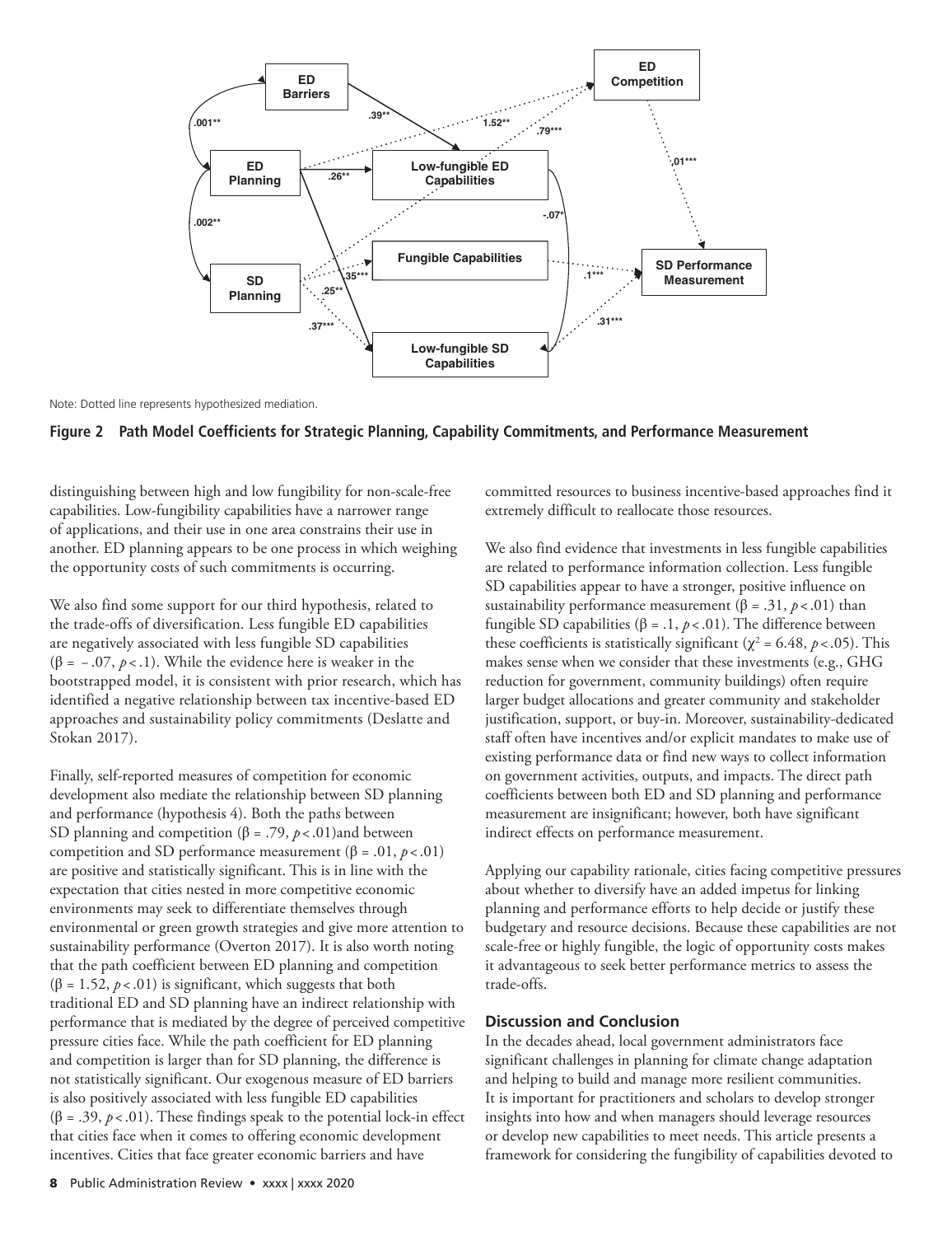ED Barriers

ED Competition

.001**

.39**

1.52**

.79***

.01***

ED Planning

.26**

Low-fungible ED Capabilities

.002**

-.07*

Fungible Capabilities

SD Planning

.35***

.25**

.1***

SD Performance Measurement

.37***

.31***

Low-fungible SD Capabilities

Note: Dotted line represents hypothesized mediation.

**Figure 2 Path Model Coefficients for Strategic Planning, Capability Commitments, and Performance Measurement**

distinguishing between high and low fungibility for non-scale-free capabilities. Low-fungibility capabilities have a narrower range of applications, and their use in one area constrains their use in another. ED planning appears to be one process in which weighing the opportunity costs of such commitments is occurring.

We also find some support for our third hypothesis, related to the trade-offs of diversification. Less fungible ED capabilities are negatively associated with less fungible SD capabilities ($\beta = -.07$, $p < .1$). While the evidence here is weaker in the bootstrapped model, it is consistent with prior research, which has identified a negative relationship between tax incentive-based ED approaches and sustainability policy commitments (Deslatte and Stokan 2017).

Finally, self-reported measures of competition for economic development also mediate the relationship between SD planning and performance (hypothesis 4). Both the paths between SD planning and competition ($\beta = .79$, $p < .01$)and between competition and SD performance measurement ($\beta = .01$, $p < .01$) are positive and statistically significant. This is in line with the expectation that cities nested in more competitive economic environments may seek to differentiate themselves through environmental or green growth strategies and give more attention to sustainability performance (Overton 2017). It is also worth noting that the path coefficient between ED planning and competition ($\beta = 1.52$, $p < .01$) is significant, which suggests that both traditional ED and SD planning have an indirect relationship with performance that is mediated by the degree of perceived competitive pressure cities face. While the path coefficient for ED planning and competition is larger than for SD planning, the difference is not statistically significant. Our exogenous measure of ED barriers is also positively associated with less fungible ED capabilities ($\beta = .39$, $p < .01$). These findings speak to the potential lock-in effect that cities face when it comes to offering economic development incentives. Cities that face greater economic barriers and have committed resources to business incentive-based approaches find it extremely difficult to reallocate those resources.

We also find evidence that investments in less fungible capabilities are related to performance information collection. Less fungible SD capabilities appear to have a stronger, positive influence on sustainability performance measurement ($\beta = .31$, $p < .01$) than fungible SD capabilities ($\beta = .1$, $p < .01$). The difference between these coefficients is statistically significant ($\chi^2 = 6.48$, $p < .05$). This makes sense when we consider that these investments (e.g., GHG reduction for government, community buildings) often require larger budget allocations and greater community and stakeholder justification, support, or buy-in. Moreover, sustainability-dedicated staff often have incentives and/or explicit mandates to make use of existing performance data or find new ways to collect information on government activities, outputs, and impacts. The direct path coefficients between both ED and SD planning and performance measurement are insignificant; however, both have significant indirect effects on performance measurement.

Applying our capability rationale, cities facing competitive pressures about whether to diversify have an added impetus for linking planning and performance efforts to help decide or justify these budgetary and resource decisions. Because these capabilities are not scale-free or highly fungible, the logic of opportunity costs makes it advantageous to seek better performance metrics to assess the trade-offs.

## Discussion and Conclusion

In the decades ahead, local government administrators face significant challenges in planning for climate change adaptation and helping to build and manage more resilient communities. It is important for practitioners and scholars to develop stronger insights into how and when managers should leverage resources or develop new capabilities to meet needs. This article presents a framework for considering the fungibility of capabilities devoted to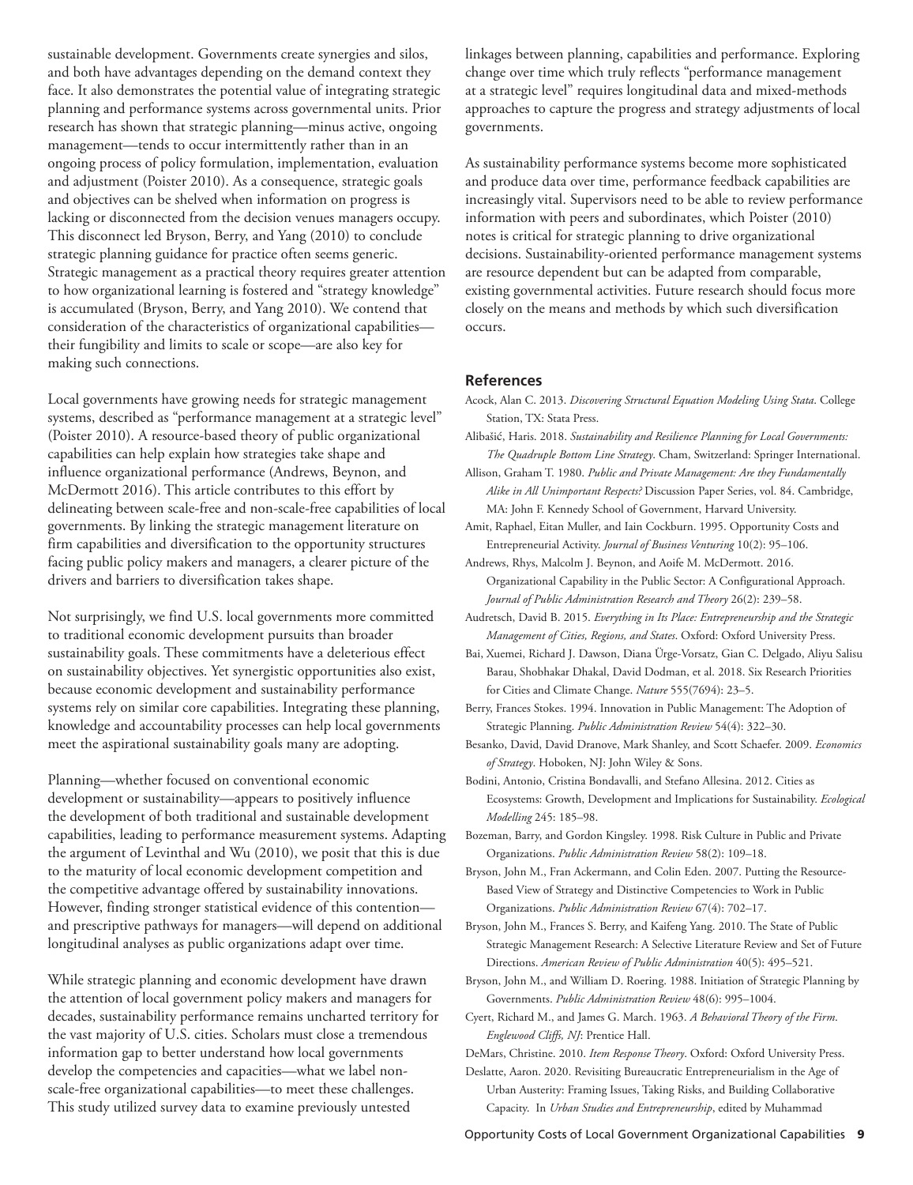sustainable development. Governments create synergies and silos, and both have advantages depending on the demand context they face. It also demonstrates the potential value of integrating strategic planning and performance systems across governmental units. Prior research has shown that strategic planning—minus active, ongoing management—tends to occur intermittently rather than in an ongoing process of policy formulation, implementation, evaluation and adjustment (Poister 2010). As a consequence, strategic goals and objectives can be shelved when information on progress is lacking or disconnected from the decision venues managers occupy. This disconnect led Bryson, Berry, and Yang (2010) to conclude strategic planning guidance for practice often seems generic. Strategic management as a practical theory requires greater attention to how organizational learning is fostered and "strategy knowledge" is accumulated (Bryson, Berry, and Yang 2010). We contend that consideration of the characteristics of organizational capabilities—their fungibility and limits to scale or scope—are also key for making such connections.

Local governments have growing needs for strategic management systems, described as "performance management at a strategic level" (Poister 2010). A resource-based theory of public organizational capabilities can help explain how strategies take shape and influence organizational performance (Andrews, Beynon, and McDermott 2016). This article contributes to this effort by delineating between scale-free and non-scale-free capabilities of local governments. By linking the strategic management literature on firm capabilities and diversification to the opportunity structures facing public policy makers and managers, a clearer picture of the drivers and barriers to diversification takes shape.

Not surprisingly, we find U.S. local governments more committed to traditional economic development pursuits than broader sustainability goals. These commitments have a deleterious effect on sustainability objectives. Yet synergistic opportunities also exist, because economic development and sustainability performance systems rely on similar core capabilities. Integrating these planning, knowledge and accountability processes can help local governments meet the aspirational sustainability goals many are adopting.

Planning—whether focused on conventional economic development or sustainability—appears to positively influence the development of both traditional and sustainable development capabilities, leading to performance measurement systems. Adapting the argument of Levinthal and Wu (2010), we posit that this is due to the maturity of local economic development competition and the competitive advantage offered by sustainability innovations. However, finding stronger statistical evidence of this contention—and prescriptive pathways for managers—will depend on additional longitudinal analyses as public organizations adapt over time.

While strategic planning and economic development have drawn the attention of local government policy makers and managers for decades, sustainability performance remains uncharted territory for the vast majority of U.S. cities. Scholars must close a tremendous information gap to better understand how local governments develop the competencies and capacities—what we label non-scale-free organizational capabilities—to meet these challenges. This study utilized survey data to examine previously untested linkages between planning, capabilities and performance. Exploring change over time which truly reflects "performance management at a strategic level" requires longitudinal data and mixed-methods approaches to capture the progress and strategy adjustments of local governments.

As sustainability performance systems become more sophisticated and produce data over time, performance feedback capabilities are increasingly vital. Supervisors need to be able to review performance information with peers and subordinates, which Poister (2010) notes is critical for strategic planning to drive organizational decisions. Sustainability-oriented performance management systems are resource dependent but can be adapted from comparable, existing governmental activities. Future research should focus more closely on the means and methods by which such diversification occurs.

## References

Acock, Alan C. 2013. *Discovering Structural Equation Modeling Using Stata*. College Station, TX: Stata Press.

Alibašić, Haris. 2018. *Sustainability and Resilience Planning for Local Governments: The Quadruple Bottom Line Strategy*. Cham, Switzerland: Springer International.

Allison, Graham T. 1980. *Public and Private Management: Are they Fundamentally Alike in All Unimportant Respects?* Discussion Paper Series, vol. 84. Cambridge, MA: John F. Kennedy School of Government, Harvard University.

Amit, Raphael, Eitan Muller, and Iain Cockburn. 1995. Opportunity Costs and Entrepreneurial Activity. *Journal of Business Venturing* 10(2): 95–106.

Andrews, Rhys, Malcolm J. Beynon, and Aoife M. McDermott. 2016. Organizational Capability in the Public Sector: A Configurational Approach. *Journal of Public Administration Research and Theory* 26(2): 239–58.

Audretsch, David B. 2015. *Everything in Its Place: Entrepreneurship and the Strategic Management of Cities, Regions, and States*. Oxford: Oxford University Press.

Bai, Xuemei, Richard J. Dawson, Diana Ürge-Vorsatz, Gian C. Delgado, Aliyu Salisu Barau, Shobhakar Dhakal, David Dodman, et al. 2018. Six Research Priorities for Cities and Climate Change. *Nature* 555(7694): 23–5.

Berry, Frances Stokes. 1994. Innovation in Public Management: The Adoption of Strategic Planning. *Public Administration Review* 54(4): 322–30.

Besanko, David, David Dranove, Mark Shanley, and Scott Schaefer. 2009. *Economics of Strategy*. Hoboken, NJ: John Wiley & Sons.

Bodini, Antonio, Cristina Bondavalli, and Stefano Allesina. 2012. Cities as Ecosystems: Growth, Development and Implications for Sustainability. *Ecological Modelling* 245: 185–98.

Bozeman, Barry, and Gordon Kingsley. 1998. Risk Culture in Public and Private Organizations. *Public Administration Review* 58(2): 109–18.

Bryson, John M., Fran Ackermann, and Colin Eden. 2007. Putting the Resource-Based View of Strategy and Distinctive Competencies to Work in Public Organizations. *Public Administration Review* 67(4): 702–17.

Bryson, John M., Frances S. Berry, and Kaifeng Yang. 2010. The State of Public Strategic Management Research: A Selective Literature Review and Set of Future Directions. *American Review of Public Administration* 40(5): 495–521.

Bryson, John M., and William D. Roering. 1988. Initiation of Strategic Planning by Governments. *Public Administration Review* 48(6): 995–1004.

Cyert, Richard M., and James G. March. 1963. *A Behavioral Theory of the Firm. Englewood Cliffs, NJ*: Prentice Hall.

DeMars, Christine. 2010. *Item Response Theory*. Oxford: Oxford University Press.

Deslatte, Aaron. 2020. Revisiting Bureaucratic Entrepreneurialism in the Age of Urban Austerity: Framing Issues, Taking Risks, and Building Collaborative Capacity. In *Urban Studies and Entrepreneurship*, edited by Muhammad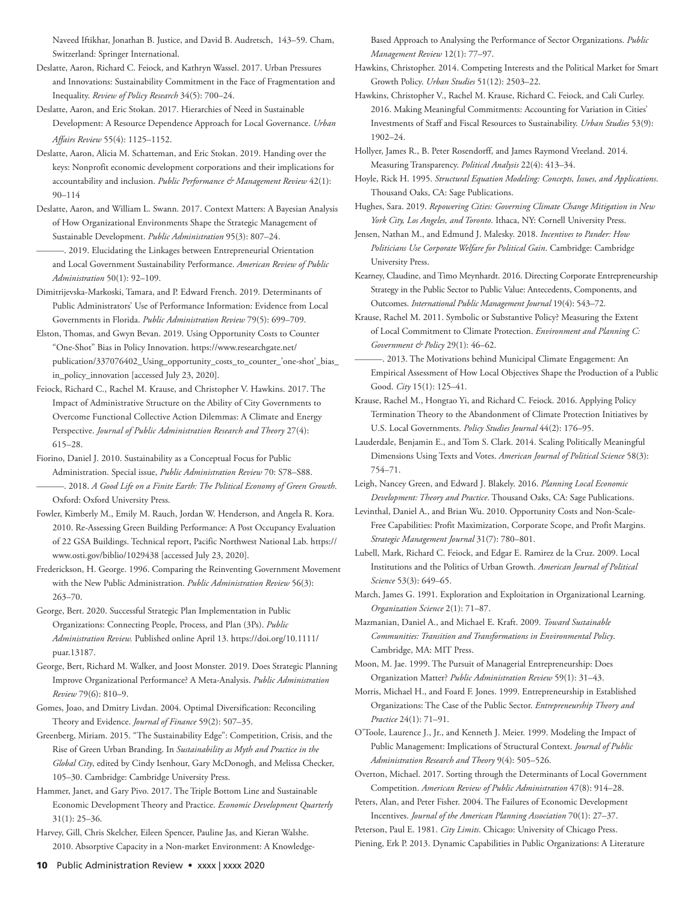Naveed Iftikhar, Jonathan B. Justice, and David B. Audretsch, 143–59. Cham, Switzerland: Springer International.

Deslatte, Aaron, Richard C. Feiock, and Kathryn Wassel. 2017. Urban Pressures and Innovations: Sustainability Commitment in the Face of Fragmentation and Inequality. *Review of Policy Research* 34(5): 700–24.

Deslatte, Aaron, and Eric Stokan. 2017. Hierarchies of Need in Sustainable Development: A Resource Dependence Approach for Local Governance. *Urban Affairs Review* 55(4): 1125–1152.

Deslatte, Aaron, Alicia M. Schatteman, and Eric Stokan. 2019. Handing over the keys: Nonprofit economic development corporations and their implications for accountability and inclusion. *Public Performance & Management Review* 42(1): 90–114

Deslatte, Aaron, and William L. Swann. 2017. Context Matters: A Bayesian Analysis of How Organizational Environments Shape the Strategic Management of Sustainable Development. *Public Administration* 95(3): 807–24.

———. 2019. Elucidating the Linkages between Entrepreneurial Orientation and Local Government Sustainability Performance. *American Review of Public Administration* 50(1): 92–109.

Dimitrijevska-Markoski, Tamara, and P. Edward French. 2019. Determinants of Public Administrators' Use of Performance Information: Evidence from Local Governments in Florida. *Public Administration Review* 79(5): 699–709.

Elston, Thomas, and Gwyn Bevan. 2019. Using Opportunity Costs to Counter "One-Shot" Bias in Policy Innovation. https://www.researchgate.net/publication/337076402_Using_opportunity_costs_to_counter_'one-shot'_bias_in_policy_innovation [accessed July 23, 2020].

Feiock, Richard C., Rachel M. Krause, and Christopher V. Hawkins. 2017. The Impact of Administrative Structure on the Ability of City Governments to Overcome Functional Collective Action Dilemmas: A Climate and Energy Perspective. *Journal of Public Administration Research and Theory* 27(4): 615–28.

Fiorino, Daniel J. 2010. Sustainability as a Conceptual Focus for Public Administration. Special issue, *Public Administration Review* 70: S78–S88.

———. 2018. *A Good Life on a Finite Earth: The Political Economy of Green Growth*. Oxford: Oxford University Press.

Fowler, Kimberly M., Emily M. Rauch, Jordan W. Henderson, and Angela R. Kora. 2010. Re-Assessing Green Building Performance: A Post Occupancy Evaluation of 22 GSA Buildings. Technical report, Pacific Northwest National Lab. https://www.osti.gov/biblio/1029438 [accessed July 23, 2020].

Frederickson, H. George. 1996. Comparing the Reinventing Government Movement with the New Public Administration. *Public Administration Review* 56(3): 263–70.

George, Bert. 2020. Successful Strategic Plan Implementation in Public Organizations: Connecting People, Process, and Plan (3Ps). *Public Administration Review.* Published online April 13. https://doi.org/10.1111/puar.13187.

George, Bert, Richard M. Walker, and Joost Monster. 2019. Does Strategic Planning Improve Organizational Performance? A Meta-Analysis. *Public Administration Review* 79(6): 810–9.

Gomes, Joao, and Dmitry Livdan. 2004. Optimal Diversification: Reconciling Theory and Evidence. *Journal of Finance* 59(2): 507–35.

Greenberg, Miriam. 2015. "The Sustainability Edge": Competition, Crisis, and the Rise of Green Urban Branding. In *Sustainability as Myth and Practice in the Global City*, edited by Cindy Isenhour, Gary McDonogh, and Melissa Checker, 105–30. Cambridge: Cambridge University Press.

Hammer, Janet, and Gary Pivo. 2017. The Triple Bottom Line and Sustainable Economic Development Theory and Practice. *Economic Development Quarterly* 31(1): 25–36.

Harvey, Gill, Chris Skelcher, Eileen Spencer, Pauline Jas, and Kieran Walshe. 2010. Absorptive Capacity in a Non-market Environment: A Knowledge-Based Approach to Analysing the Performance of Sector Organizations. *Public Management Review* 12(1): 77–97.

Hawkins, Christopher. 2014. Competing Interests and the Political Market for Smart Growth Policy. *Urban Studies* 51(12): 2503–22.

Hawkins, Christopher V., Rachel M. Krause, Richard C. Feiock, and Cali Curley. 2016. Making Meaningful Commitments: Accounting for Variation in Cities' Investments of Staff and Fiscal Resources to Sustainability. *Urban Studies* 53(9): 1902–24.

Hollyer, James R., B. Peter Rosendorff, and James Raymond Vreeland. 2014. Measuring Transparency. *Political Analysis* 22(4): 413–34.

Hoyle, Rick H. 1995. *Structural Equation Modeling: Concepts, Issues, and Applications*. Thousand Oaks, CA: Sage Publications.

Hughes, Sara. 2019. *Repowering Cities: Governing Climate Change Mitigation in New York City, Los Angeles, and Toronto*. Ithaca, NY: Cornell University Press.

Jensen, Nathan M., and Edmund J. Malesky. 2018. *Incentives to Pander: How Politicians Use Corporate Welfare for Political Gain*. Cambridge: Cambridge University Press.

Kearney, Claudine, and Timo Meynhardt. 2016. Directing Corporate Entrepreneurship Strategy in the Public Sector to Public Value: Antecedents, Components, and Outcomes. *International Public Management Journal* 19(4): 543–72.

Krause, Rachel M. 2011. Symbolic or Substantive Policy? Measuring the Extent of Local Commitment to Climate Protection. *Environment and Planning C: Government & Policy* 29(1): 46–62.

———. 2013. The Motivations behind Municipal Climate Engagement: An Empirical Assessment of How Local Objectives Shape the Production of a Public Good. *City* 15(1): 125–41.

Krause, Rachel M., Hongtao Yi, and Richard C. Feiock. 2016. Applying Policy Termination Theory to the Abandonment of Climate Protection Initiatives by U.S. Local Governments. *Policy Studies Journal* 44(2): 176–95.

Lauderdale, Benjamin E., and Tom S. Clark. 2014. Scaling Politically Meaningful Dimensions Using Texts and Votes. *American Journal of Political Science* 58(3): 754–71.

Leigh, Nancey Green, and Edward J. Blakely. 2016. *Planning Local Economic Development: Theory and Practice*. Thousand Oaks, CA: Sage Publications.

Levinthal, Daniel A., and Brian Wu. 2010. Opportunity Costs and Non-Scale-Free Capabilities: Profit Maximization, Corporate Scope, and Profit Margins. *Strategic Management Journal* 31(7): 780–801.

Lubell, Mark, Richard C. Feiock, and Edgar E. Ramirez de la Cruz. 2009. Local Institutions and the Politics of Urban Growth. *American Journal of Political Science* 53(3): 649–65.

March, James G. 1991. Exploration and Exploitation in Organizational Learning. *Organization Science* 2(1): 71–87.

Mazmanian, Daniel A., and Michael E. Kraft. 2009. *Toward Sustainable Communities: Transition and Transformations in Environmental Policy*. Cambridge, MA: MIT Press.

Moon, M. Jae. 1999. The Pursuit of Managerial Entrepreneurship: Does Organization Matter? *Public Administration Review* 59(1): 31–43.

Morris, Michael H., and Foard F. Jones. 1999. Entrepreneurship in Established Organizations: The Case of the Public Sector. *Entrepreneurship Theory and Practice* 24(1): 71–91.

O'Toole, Laurence J., Jr., and Kenneth J. Meier. 1999. Modeling the Impact of Public Management: Implications of Structural Context. *Journal of Public Administration Research and Theory* 9(4): 505–526.

Overton, Michael. 2017. Sorting through the Determinants of Local Government Competition. *American Review of Public Administration* 47(8): 914–28.

Peters, Alan, and Peter Fisher. 2004. The Failures of Economic Development Incentives. *Journal of the American Planning Association* 70(1): 27–37.

Peterson, Paul E. 1981. *City Limits*. Chicago: University of Chicago Press.

Piening, Erk P. 2013. Dynamic Capabilities in Public Organizations: A Literature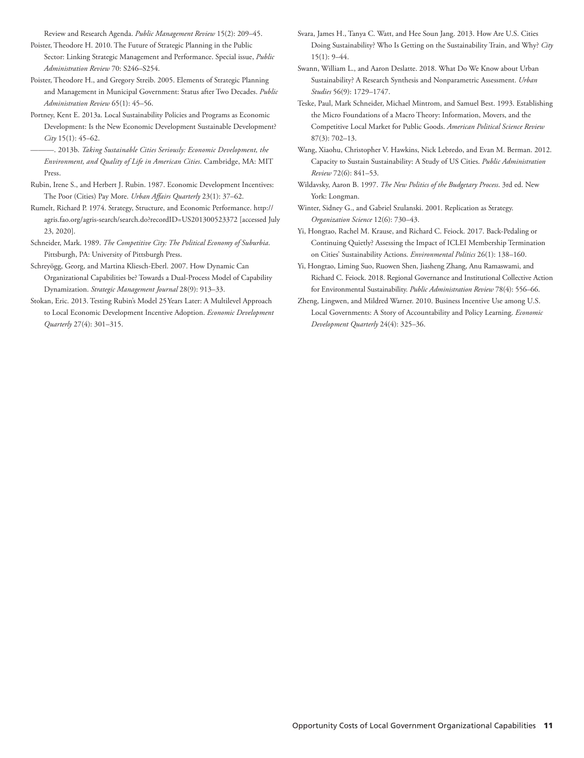Review and Research Agenda. *Public Management Review* 15(2): 209–45.

Poister, Theodore H. 2010. The Future of Strategic Planning in the Public Sector: Linking Strategic Management and Performance. Special issue, *Public Administration Review* 70: S246–S254.

Poister, Theodore H., and Gregory Streib. 2005. Elements of Strategic Planning and Management in Municipal Government: Status after Two Decades. *Public Administration Review* 65(1): 45–56.

Portney, Kent E. 2013a. Local Sustainability Policies and Programs as Economic Development: Is the New Economic Development Sustainable Development? *City* 15(1): 45–62.

———. 2013b. *Taking Sustainable Cities Seriously: Economic Development, the Environment, and Quality of Life in American Cities*. Cambridge, MA: MIT Press.

Rubin, Irene S., and Herbert J. Rubin. 1987. Economic Development Incentives: The Poor (Cities) Pay More. *Urban Affairs Quarterly* 23(1): 37–62.

Rumelt, Richard P. 1974. Strategy, Structure, and Economic Performance. http://agris.fao.org/agris-search/search.do?recordID=US201300523372 [accessed July 23, 2020].

Schneider, Mark. 1989. *The Competitive City: The Political Economy of Suburbia*. Pittsburgh, PA: University of Pittsburgh Press.

Schreyögg, Georg, and Martina Kliesch-Eberl. 2007. How Dynamic Can Organizational Capabilities be? Towards a Dual-Process Model of Capability Dynamization. *Strategic Management Journal* 28(9): 913–33.

Stokan, Eric. 2013. Testing Rubin's Model 25 Years Later: A Multilevel Approach to Local Economic Development Incentive Adoption. *Economic Development Quarterly* 27(4): 301–315.

Svara, James H., Tanya C. Watt, and Hee Soun Jang. 2013. How Are U.S. Cities Doing Sustainability? Who Is Getting on the Sustainability Train, and Why? *City* 15(1): 9–44.

Swann, William L., and Aaron Deslatte. 2018. What Do We Know about Urban Sustainability? A Research Synthesis and Nonparametric Assessment. *Urban Studies* 56(9): 1729–1747.

Teske, Paul, Mark Schneider, Michael Mintrom, and Samuel Best. 1993. Establishing the Micro Foundations of a Macro Theory: Information, Movers, and the Competitive Local Market for Public Goods. *American Political Science Review* 87(3): 702–13.

Wang, Xiaohu, Christopher V. Hawkins, Nick Lebredo, and Evan M. Berman. 2012. Capacity to Sustain Sustainability: A Study of US Cities. *Public Administration Review* 72(6): 841–53.

Wildavsky, Aaron B. 1997. *The New Politics of the Budgetary Process*. 3rd ed. New York: Longman.

Winter, Sidney G., and Gabriel Szulanski. 2001. Replication as Strategy. *Organization Science* 12(6): 730–43.

Yi, Hongtao, Rachel M. Krause, and Richard C. Feiock. 2017. Back-Pedaling or Continuing Quietly? Assessing the Impact of ICLEI Membership Termination on Cities' Sustainability Actions. *Environmental Politics* 26(1): 138–160.

Yi, Hongtao, Liming Suo, Ruowen Shen, Jiasheng Zhang, Anu Ramaswami, and Richard C. Feiock. 2018. Regional Governance and Institutional Collective Action for Environmental Sustainability. *Public Administration Review* 78(4): 556–66.

Zheng, Lingwen, and Mildred Warner. 2010. Business Incentive Use among U.S. Local Governments: A Story of Accountability and Policy Learning. *Economic Development Quarterly* 24(4): 325–36.